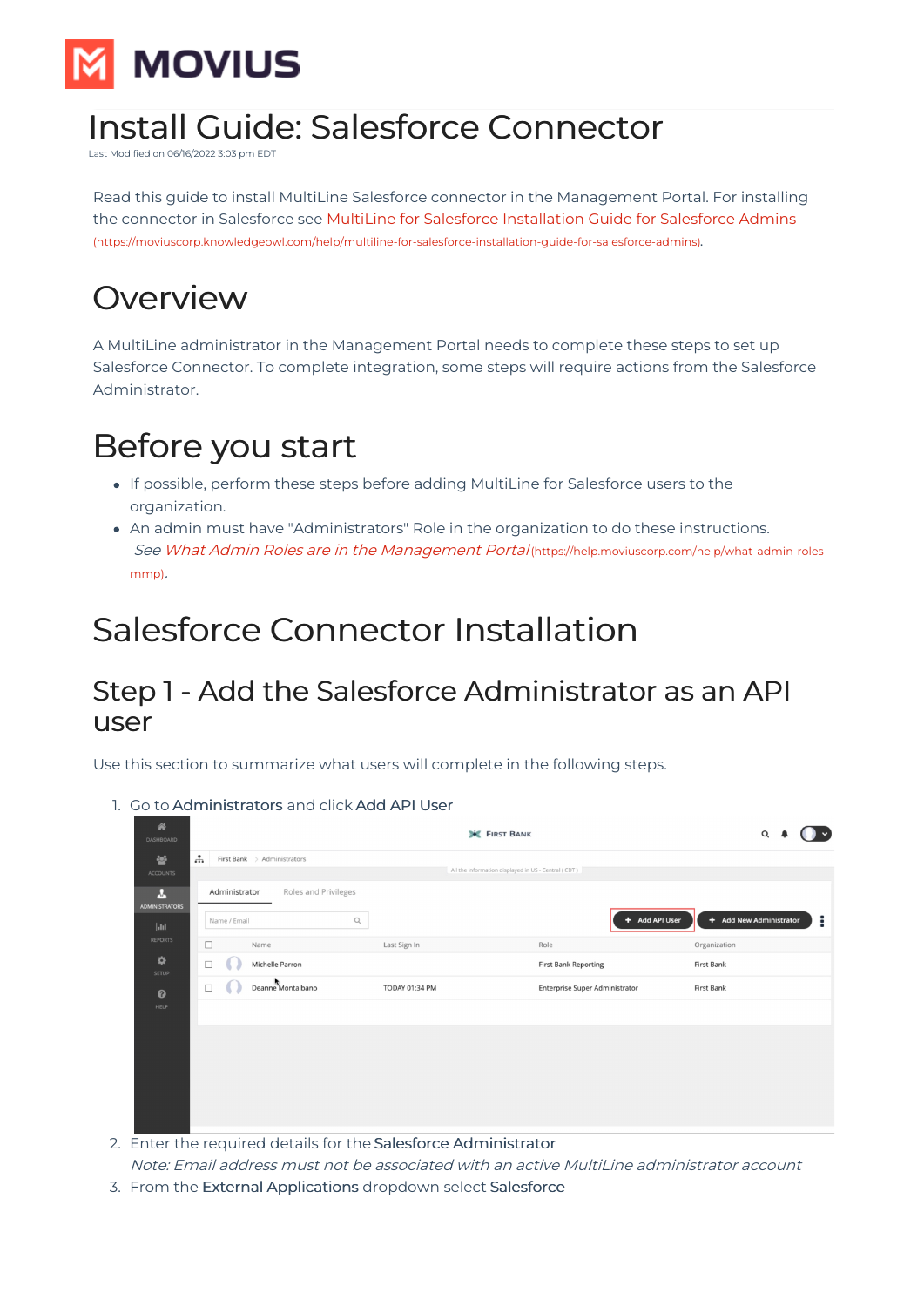# Install Guide: Salesforce Connector

Last Modified on 06/16/2022 3:03 pm EDT

Read this guide to install MultiLine Salesforce connector in the Management Portal. For installing the connector in Salesforce see MultiLine for Salesforce Installation Guide for Salesforce Admins (https://moviuscorp.knowledgeowl.com/help/multiline-for-salesforce-installation-guide-for-salesforce-admins).

# Overview

A MultiLine administrator in the Management Portal needs to complete these steps to set up Salesforce Connector. To complete integration, some steps will require actions from the Salesforce Administrator.

# Before you start

- If possible, perform these steps before adding MultiLine for Salesforce users to the organization.
- An admin must have "Administrators" Role in the organization to do these instructions. *See What Admin Roles are in the Management Portal* (https://help.moviuscorp.com/help/what-admin-roles-mmp).

# Salesforce Connector Installation

## Step 1 - Add the Salesforce Administrator as an API user

Use this section to summarize what users will complete in the following steps.

1. Go to Administrators and click Add API User
2. Enter the required details for the Salesforce Administrator
   *Note: Email address must not be associated with an active MultiLine administrator account*
3. From the External Applications dropdown select Salesforce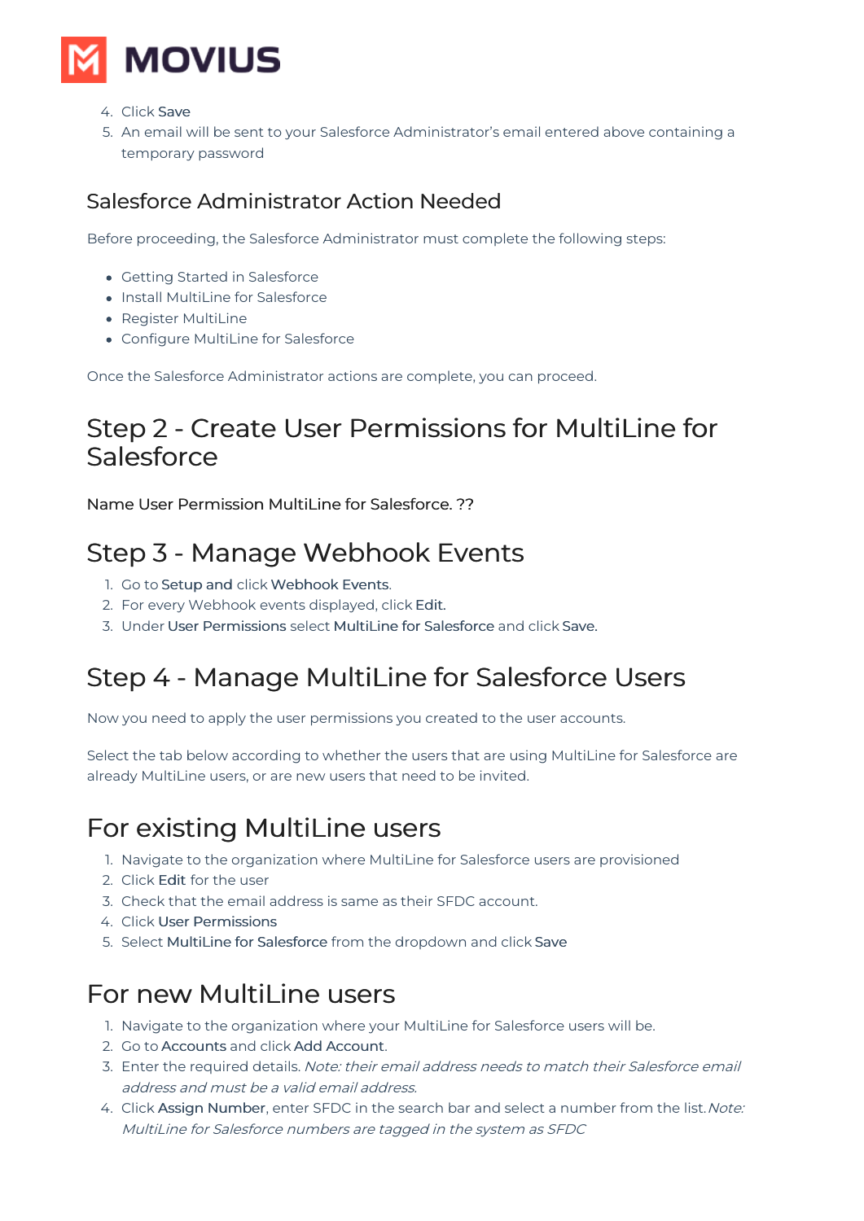4. Click Save
5. An email will be sent to your Salesforce Administrator's email entered above containing a temporary password

### Salesforce Administrator Action Needed

Before proceeding, the Salesforce Administrator must complete the following steps:

- Getting Started in Salesforce
- Install MultiLine for Salesforce
- Register MultiLine
- Configure MultiLine for Salesforce

Once the Salesforce Administrator actions are complete, you can proceed.

## Step 2 - Create User Permissions for MultiLine for Salesforce

Name User Permission MultiLine for Salesforce. ??

## Step 3 - Manage Webhook Events

1. Go to Setup and click Webhook Events.
2. For every Webhook events displayed, click Edit.
3. Under User Permissions select MultiLine for Salesforce and click Save.

## Step 4 - Manage MultiLine for Salesforce Users

Now you need to apply the user permissions you created to the user accounts.

Select the tab below according to whether the users that are using MultiLine for Salesforce are already MultiLine users, or are new users that need to be invited.

## For existing MultiLine users

1. Navigate to the organization where MultiLine for Salesforce users are provisioned
2. Click Edit for the user
3. Check that the email address is same as their SFDC account.
4. Click User Permissions
5. Select MultiLine for Salesforce from the dropdown and click Save

## For new MultiLine users

1. Navigate to the organization where your MultiLine for Salesforce users will be.
2. Go to Accounts and click Add Account.
3. Enter the required details. *Note: their email address needs to match their Salesforce email address and must be a valid email address.*
4. Click Assign Number, enter SFDC in the search bar and select a number from the list. *Note: MultiLine for Salesforce numbers are tagged in the system as SFDC*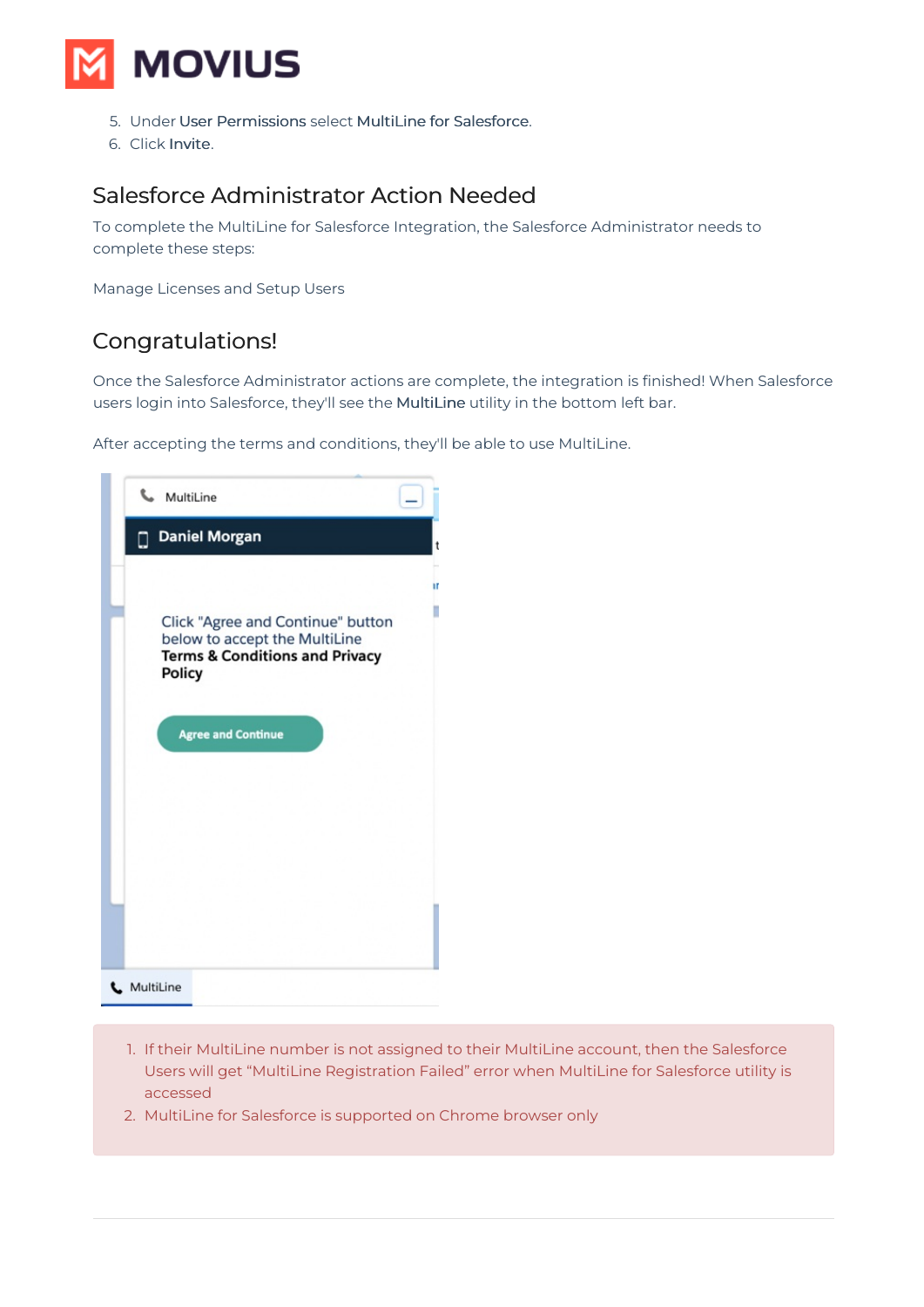5. Under **User Permissions** select **MultiLine for Salesforce**.
6. Click **Invite**.

## Salesforce Administrator Action Needed

To complete the MultiLine for Salesforce Integration, the Salesforce Administrator needs to complete these steps:

Manage Licenses and Setup Users

## Congratulations!

Once the Salesforce Administrator actions are complete, the integration is finished! When Salesforce users login into Salesforce, they'll see the **MultiLine** utility in the bottom left bar.

After accepting the terms and conditions, they'll be able to use MultiLine.

1. If their MultiLine number is not assigned to their MultiLine account, then the Salesforce Users will get "MultiLine Registration Failed" error when MultiLine for Salesforce utility is accessed
2. MultiLine for Salesforce is supported on Chrome browser only